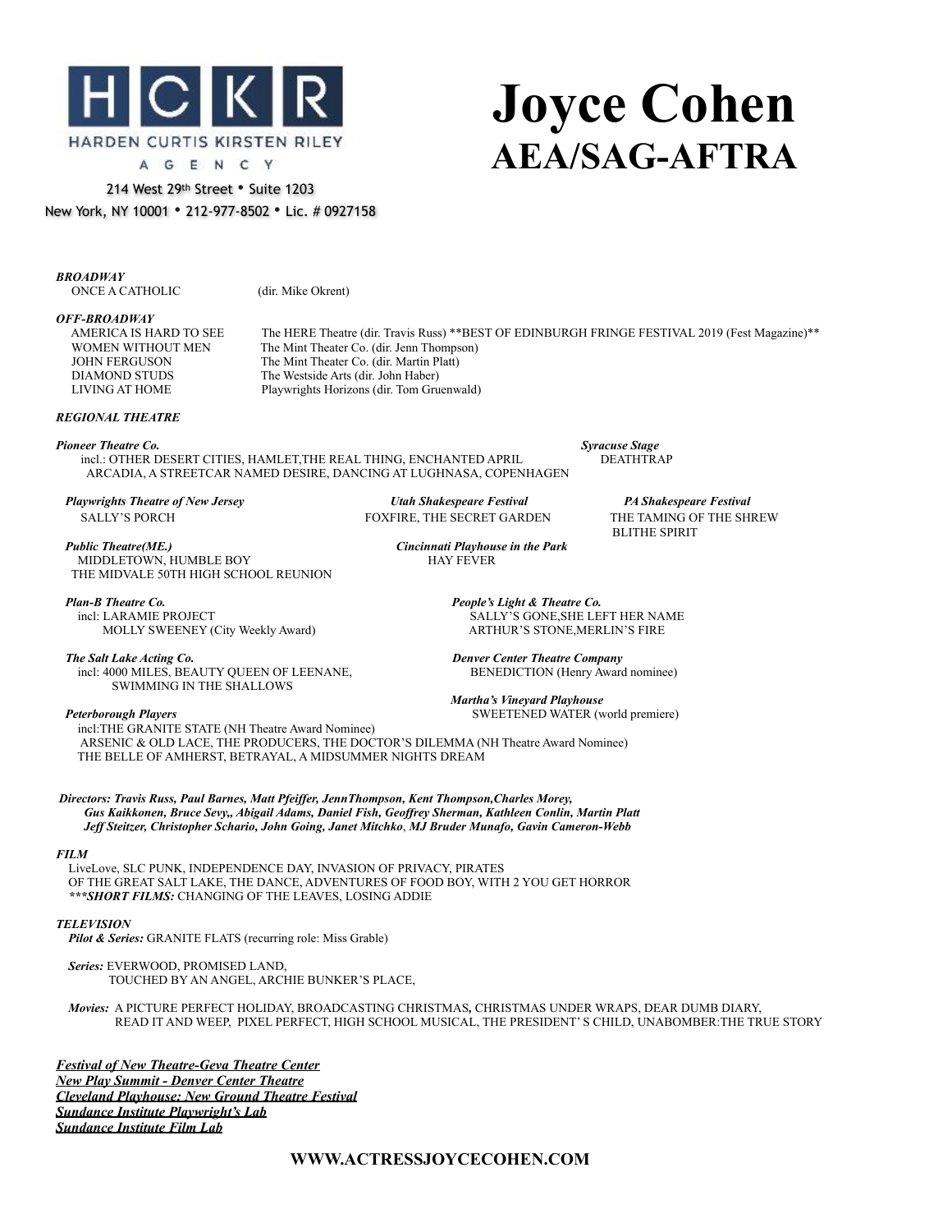**HCKR**
HARDEN CURTIS KIRSTEN RILEY
AGENCY

214 West 29th Street • Suite 1203
New York, NY 10001 • 212-977-8502 • Lic. # 0927158

# Joyce Cohen
## AEA/SAG-AFTRA

***BROADWAY***

ONCE A CATHOLIC (dir. Mike Okrent)

***OFF-BROADWAY***

| | |
|---|---|
| AMERICA IS HARD TO SEE | The HERE Theatre (dir. Travis Russ) **BEST OF EDINBURGH FRINGE FESTIVAL 2019 (Fest Magazine)** |
| WOMEN WITHOUT MEN | The Mint Theater Co. (dir. Jenn Thompson) |
| JOHN FERGUSON | The Mint Theater Co. (dir. Martin Platt) |
| DIAMOND STUDS | The Westside Arts (dir. John Haber) |
| LIVING AT HOME | Playwrights Horizons (dir. Tom Gruenwald) |

***REGIONAL THEATRE***

***Pioneer Theatre Co.***
incl.: OTHER DESERT CITIES, HAMLET,THE REAL THING, ENCHANTED APRIL
ARCADIA, A STREETCAR NAMED DESIRE, DANCING AT LUGHNASA, COPENHAGEN

***Syracuse Stage***
DEATHTRAP

***Playwrights Theatre of New Jersey***
SALLY'S PORCH

***Utah Shakespeare Festival***
FOXFIRE, THE SECRET GARDEN

***PA Shakespeare Festival***
THE TAMING OF THE SHREW
BLITHE SPIRIT

***Public Theatre(ME.)***
MIDDLETOWN, HUMBLE BOY
THE MIDVALE 50TH HIGH SCHOOL REUNION

***Cincinnati Playhouse in the Park***
HAY FEVER

***Plan-B Theatre Co.***
incl: LARAMIE PROJECT
MOLLY SWEENEY (City Weekly Award)

***People's Light & Theatre Co.***
SALLY'S GONE,SHE LEFT HER NAME
ARTHUR'S STONE,MERLIN'S FIRE

***The Salt Lake Acting Co.***
incl: 4000 MILES, BEAUTY QUEEN OF LEENANE,
SWIMMING IN THE SHALLOWS

***Denver Center Theatre Company***
BENEDICTION (Henry Award nominee)

***Martha's Vineyard Playhouse***
SWEETENED WATER (world premiere)

***Peterborough Players***
incl:THE GRANITE STATE (NH Theatre Award Nominee)
ARSENIC & OLD LACE, THE PRODUCERS, THE DOCTOR'S DILEMMA (NH Theatre Award Nominee)
THE BELLE OF AMHERST, BETRAYAL, A MIDSUMMER NIGHTS DREAM

***Directors: Travis Russ, Paul Barnes, Matt Pfeiffer, JennThompson, Kent Thompson,Charles Morey, Gus Kaikkonen, Bruce Sevy,, Abigail Adams, Daniel Fish, Geoffrey Sherman, Kathleen Conlin, Martin Platt Jeff Steitzer, Christopher Schario, John Going, Janet Mitchko, MJ Bruder Munafo, Gavin Cameron-Webb***

***FILM***

LiveLove, SLC PUNK, INDEPENDENCE DAY, INVASION OF PRIVACY, PIRATES OF THE GREAT SALT LAKE, THE DANCE, ADVENTURES OF FOOD BOY, WITH 2 YOU GET HORROR
****SHORT FILMS:*** CHANGING OF THE LEAVES, LOSING ADDIE

***TELEVISION***

***Pilot & Series:*** GRANITE FLATS (recurring role: Miss Grable)

***Series:*** EVERWOOD, PROMISED LAND,
TOUCHED BY AN ANGEL, ARCHIE BUNKER'S PLACE,

***Movies:*** A PICTURE PERFECT HOLIDAY, BROADCASTING CHRISTMAS**,** CHRISTMAS UNDER WRAPS, DEAR DUMB DIARY,
READ IT AND WEEP, PIXEL PERFECT, HIGH SCHOOL MUSICAL, THE PRESIDENT' S CHILD, UNABOMBER:THE TRUE STORY

***Festival of New Theatre-Geva Theatre Center***
***New Play Summit - Denver Center Theatre***
***Cleveland Playhouse: New Ground Theatre Festival***
***Sundance Institute Playwright's Lab***
***Sundance Institute Film Lab***

**WWW.ACTRESSJOYCECOHEN.COM**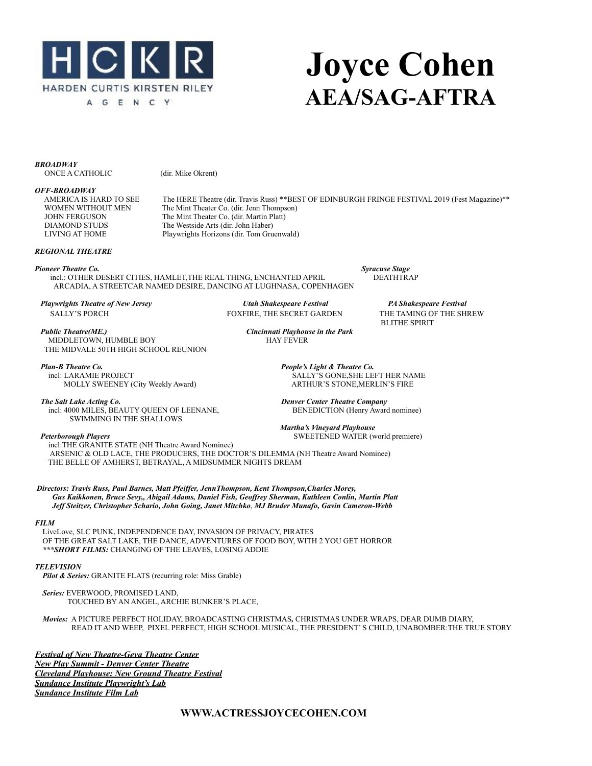HARDEN CURTIS KIRSTEN RILEY AGENCY

# Joyce Cohen
## AEA/SAG-AFTRA

***BROADWAY***

ONCE A CATHOLIC (dir. Mike Okrent)

***OFF-BROADWAY***

AMERICA IS HARD TO SEE — The HERE Theatre (dir. Travis Russ) **BEST OF EDINBURGH FRINGE FESTIVAL 2019 (Fest Magazine)**
WOMEN WITHOUT MEN — The Mint Theater Co. (dir. Jenn Thompson)
JOHN FERGUSON — The Mint Theater Co. (dir. Martin Platt)
DIAMOND STUDS — The Westside Arts (dir. John Haber)
LIVING AT HOME — Playwrights Horizons (dir. Tom Gruenwald)

***REGIONAL THEATRE***

***Pioneer Theatre Co.***
incl.: OTHER DESERT CITIES, HAMLET,THE REAL THING, ENCHANTED APRIL
ARCADIA, A STREETCAR NAMED DESIRE, DANCING AT LUGHNASA, COPENHAGEN

***Syracuse Stage***
DEATHTRAP

***Playwrights Theatre of New Jersey***
SALLY'S PORCH

***Utah Shakespeare Festival***
FOXFIRE, THE SECRET GARDEN

***PA Shakespeare Festival***
THE TAMING OF THE SHREW
BLITHE SPIRIT

***Public Theatre(ME.)***
MIDDLETOWN, HUMBLE BOY
THE MIDVALE 50TH HIGH SCHOOL REUNION

***Cincinnati Playhouse in the Park***
HAY FEVER

***Plan-B Theatre Co.***
incl: LARAMIE PROJECT
MOLLY SWEENEY (City Weekly Award)

***People's Light & Theatre Co.***
SALLY'S GONE,SHE LEFT HER NAME
ARTHUR'S STONE,MERLIN'S FIRE

***The Salt Lake Acting Co.***
incl: 4000 MILES, BEAUTY QUEEN OF LEENANE,
SWIMMING IN THE SHALLOWS

***Denver Center Theatre Company***
BENEDICTION (Henry Award nominee)

***Martha's Vineyard Playhouse***
SWEETENED WATER (world premiere)

***Peterborough Players***
incl:THE GRANITE STATE (NH Theatre Award Nominee)
ARSENIC & OLD LACE, THE PRODUCERS, THE DOCTOR'S DILEMMA (NH Theatre Award Nominee)
THE BELLE OF AMHERST, BETRAYAL, A MIDSUMMER NIGHTS DREAM

***Directors: Travis Russ, Paul Barnes, Matt Pfeiffer, JennThompson, Kent Thompson,Charles Morey, Gus Kaikkonen, Bruce Sevy,, Abigail Adams, Daniel Fish, Geoffrey Sherman, Kathleen Conlin, Martin Platt Jeff Steitzer, Christopher Schario, John Going, Janet Mitchko, MJ Bruder Munafo, Gavin Cameron-Webb***

***FILM***

LiveLove, SLC PUNK, INDEPENDENCE DAY, INVASION OF PRIVACY, PIRATES OF THE GREAT SALT LAKE, THE DANCE, ADVENTURES OF FOOD BOY, WITH 2 YOU GET HORROR
***\*\*\*SHORT FILMS:*** CHANGING OF THE LEAVES, LOSING ADDIE

***TELEVISION***

***Pilot & Series:*** GRANITE FLATS (recurring role: Miss Grable)

***Series:*** EVERWOOD, PROMISED LAND,
TOUCHED BY AN ANGEL, ARCHIE BUNKER'S PLACE,

***Movies:*** A PICTURE PERFECT HOLIDAY, BROADCASTING CHRISTMAS, CHRISTMAS UNDER WRAPS, DEAR DUMB DIARY, READ IT AND WEEP, PIXEL PERFECT, HIGH SCHOOL MUSICAL, THE PRESIDENT' S CHILD, UNABOMBER:THE TRUE STORY

***Festival of New Theatre-Geva Theatre Center***
***New Play Summit - Denver Center Theatre***
***Cleveland Playhouse: New Ground Theatre Festival***
***Sundance Institute Playwright's Lab***
***Sundance Institute Film Lab***

**WWW.ACTRESSJOYCECOHEN.COM**